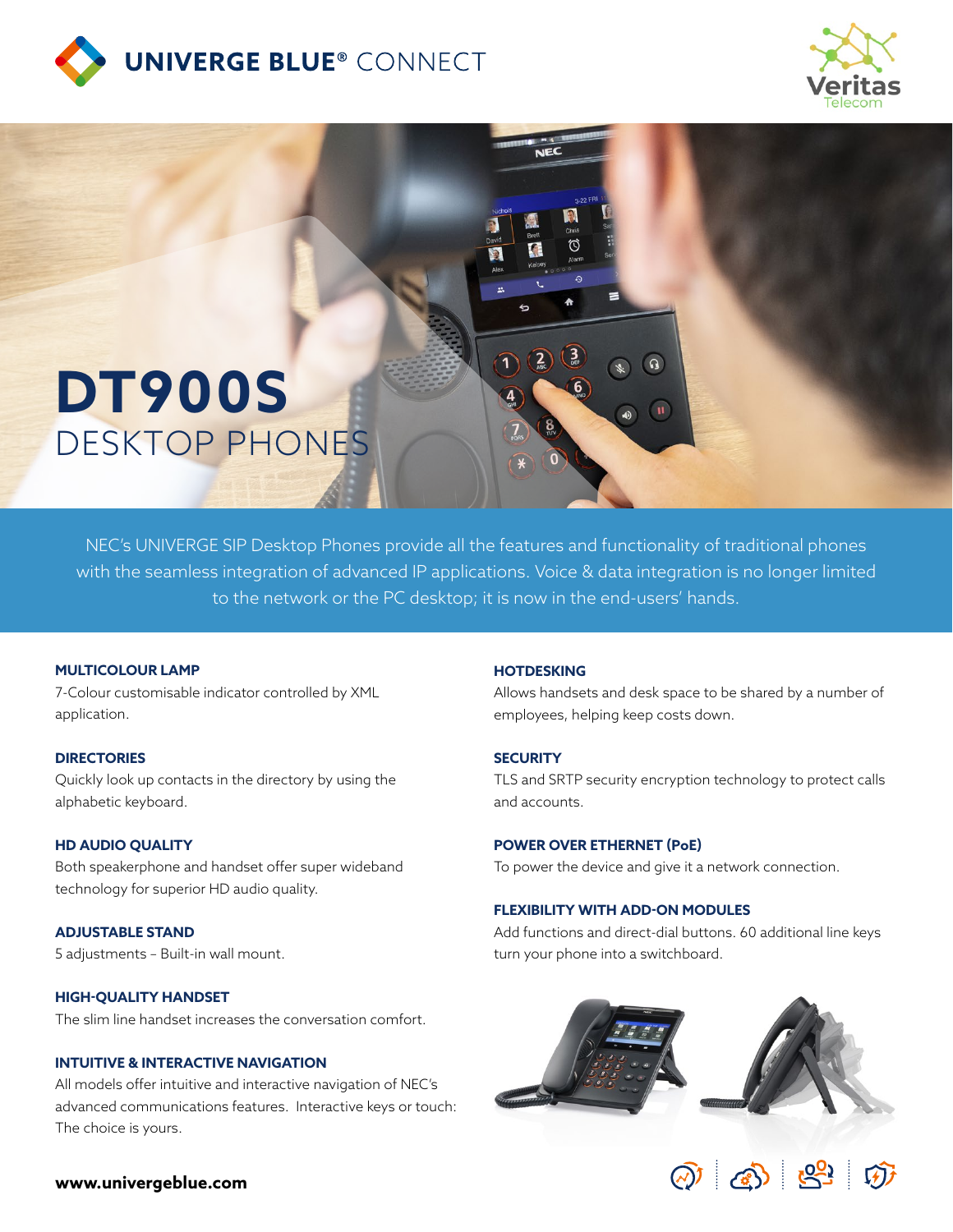UNIVERGE BLUE® CONNECT

Veritas Telecom

# DT900S
## DESKTOP PHONES

NEC's UNIVERGE SIP Desktop Phones provide all the features and functionality of traditional phones with the seamless integration of advanced IP applications. Voice & data integration is no longer limited to the network or the PC desktop; it is now in the end-users' hands.

### MULTICOLOUR LAMP
7-Colour customisable indicator controlled by XML application.

### DIRECTORIES
Quickly look up contacts in the directory by using the alphabetic keyboard.

### HD AUDIO QUALITY
Both speakerphone and handset offer super wideband technology for superior HD audio quality.

### ADJUSTABLE STAND
5 adjustments - Built-in wall mount.

### HIGH-QUALITY HANDSET
The slim line handset increases the conversation comfort.

### INTUITIVE & INTERACTIVE NAVIGATION
All models offer intuitive and interactive navigation of NEC's advanced communications features. Interactive keys or touch: The choice is yours.

### HOTDESKING
Allows handsets and desk space to be shared by a number of employees, helping keep costs down.

### SECURITY
TLS and SRTP security encryption technology to protect calls and accounts.

### POWER OVER ETHERNET (PoE)
To power the device and give it a network connection.

### FLEXIBILITY WITH ADD-ON MODULES
Add functions and direct-dial buttons. 60 additional line keys turn your phone into a switchboard.

**www.univergeblue.com**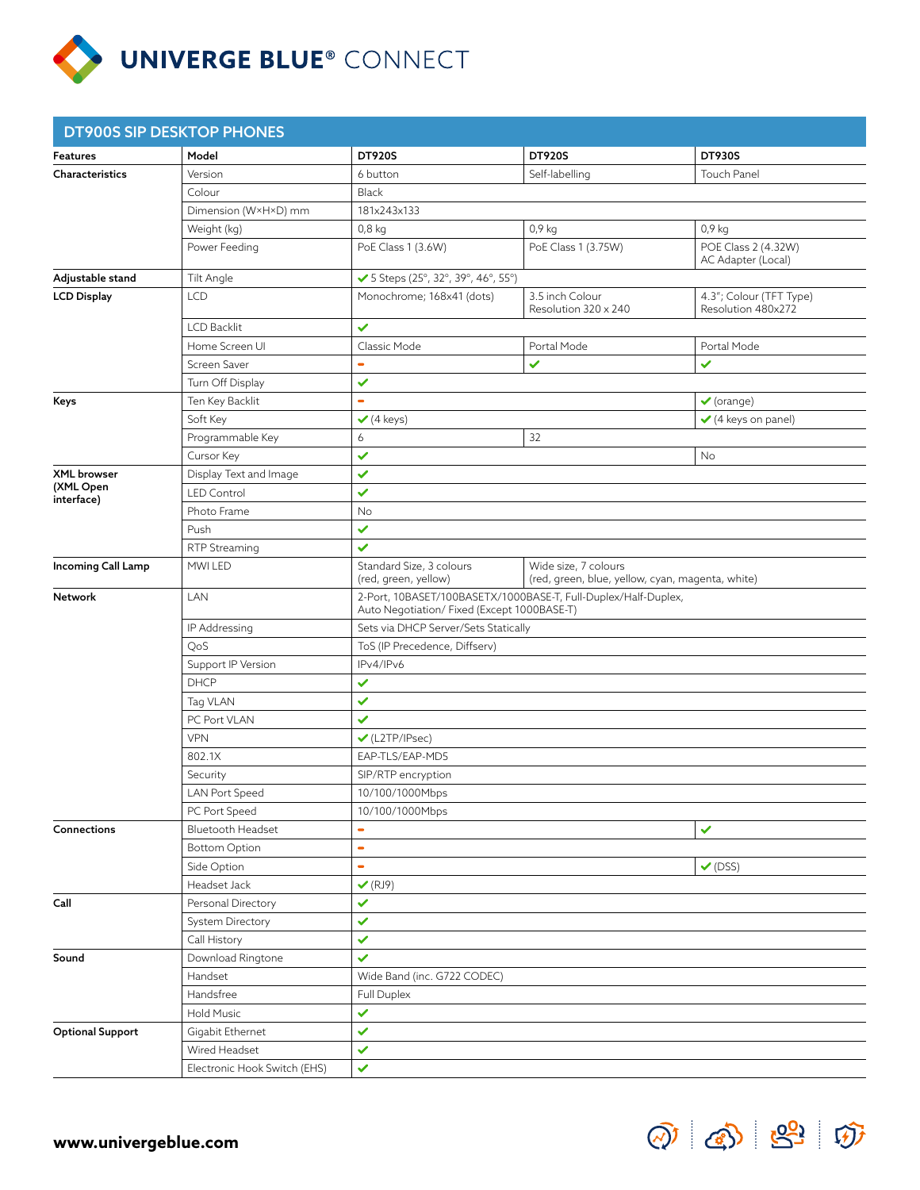# UNIVERGE BLUE® CONNECT

## DT900S SIP DESKTOP PHONES

| Features | Model | DT920S | DT920S | DT930S |
|---|---|---|---|---|
| Characteristics | Version | 6 button | Self-labelling | Touch Panel |
| | Colour | Black | | |
| | Dimension (W×H×D) mm | 181x243x133 | | |
| | Weight (kg) | 0,8 kg | 0,9 kg | 0,9 kg |
| | Power Feeding | PoE Class 1 (3.6W) | PoE Class 1 (3.75W) | POE Class 2 (4.32W) AC Adapter (Local) |
| Adjustable stand | Tilt Angle | ✔ 5 Steps (25°, 32°, 39°, 46°, 55°) | | |
| LCD Display | LCD | Monochrome; 168x41 (dots) | 3.5 inch Colour Resolution 320 x 240 | 4.3"; Colour (TFT Type) Resolution 480x272 |
| | LCD Backlit | ✔ | | |
| | Home Screen UI | Classic Mode | Portal Mode | Portal Mode |
| | Screen Saver | - | ✔ | ✔ |
| | Turn Off Display | ✔ | | |
| Keys | Ten Key Backlit | - | | ✔ (orange) |
| | Soft Key | ✔ (4 keys) | | ✔ (4 keys on panel) |
| | Programmable Key | 6 | 32 | |
| | Cursor Key | ✔ | | No |
| XML browser (XML Open interface) | Display Text and Image | ✔ | | |
| | LED Control | ✔ | | |
| | Photo Frame | No | | |
| | Push | ✔ | | |
| | RTP Streaming | ✔ | | |
| Incoming Call Lamp | MWI LED | Standard Size, 3 colours (red, green, yellow) | Wide size, 7 colours (red, green, blue, yellow, cyan, magenta, white) | |
| Network | LAN | 2-Port, 10BASET/100BASETX/1000BASE-T, Full-Duplex/Half-Duplex, Auto Negotiation/ Fixed (Except 1000BASE-T) | | |
| | IP Addressing | Sets via DHCP Server/Sets Statically | | |
| | QoS | ToS (IP Precedence, Diffserv) | | |
| | Support IP Version | IPv4/IPv6 | | |
| | DHCP | ✔ | | |
| | Tag VLAN | ✔ | | |
| | PC Port VLAN | ✔ | | |
| | VPN | ✔ (L2TP/IPsec) | | |
| | 802.1X | EAP-TLS/EAP-MD5 | | |
| | Security | SIP/RTP encryption | | |
| | LAN Port Speed | 10/100/1000Mbps | | |
| | PC Port Speed | 10/100/1000Mbps | | |
| Connections | Bluetooth Headset | - | | ✔ |
| | Bottom Option | - | | |
| | Side Option | - | | ✔ (DSS) |
| | Headset Jack | ✔ (RJ9) | | |
| Call | Personal Directory | ✔ | | |
| | System Directory | ✔ | | |
| | Call History | ✔ | | |
| Sound | Download Ringtone | ✔ | | |
| | Handset | Wide Band (inc. G722 CODEC) | | |
| | Handsfree | Full Duplex | | |
| | Hold Music | ✔ | | |
| Optional Support | Gigabit Ethernet | ✔ | | |
| | Wired Headset | ✔ | | |
| | Electronic Hook Switch (EHS) | ✔ | | |

www.univergeblue.com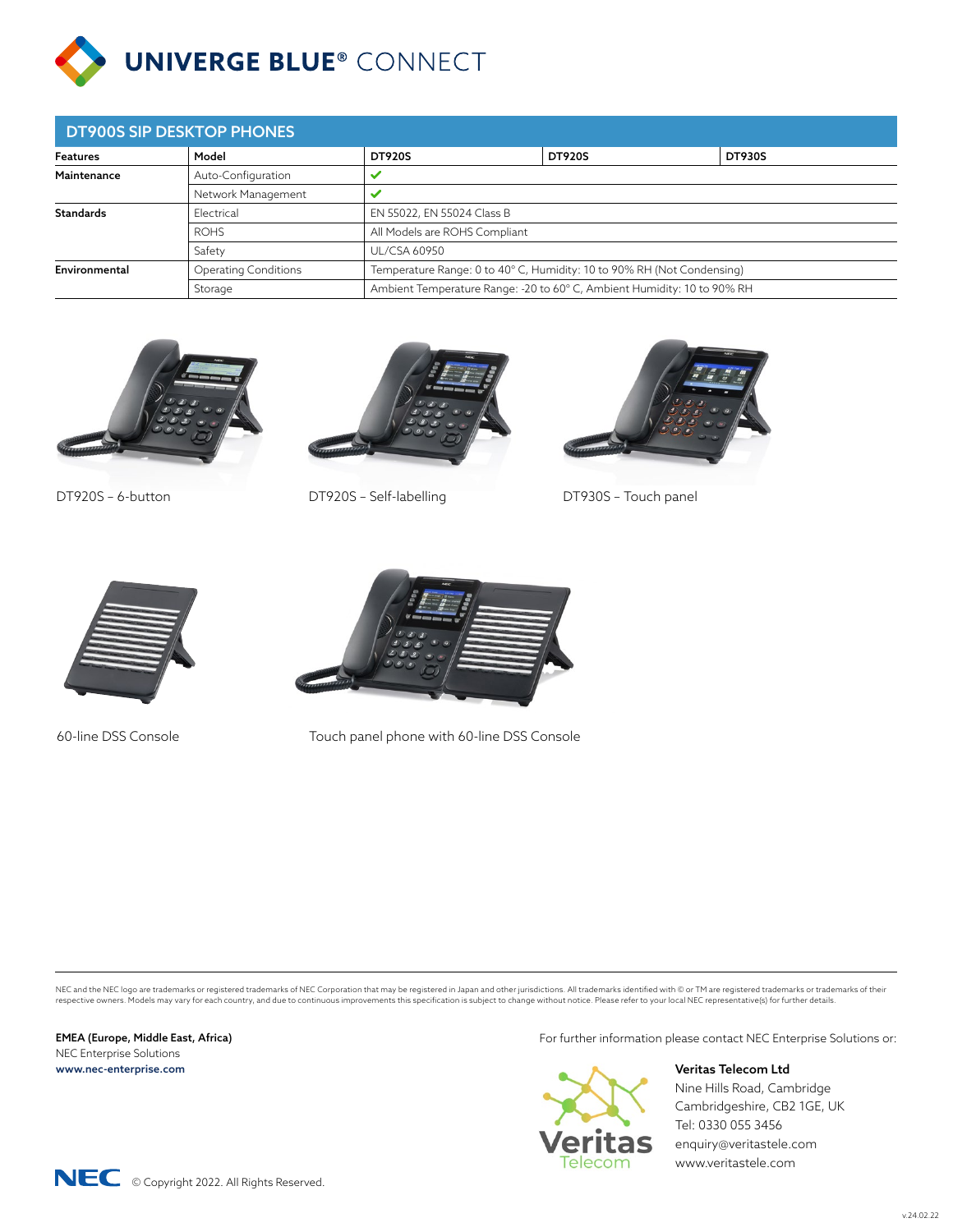## DT900S SIP DESKTOP PHONES

| Features | Model | DT920S | DT920S | DT930S |
|---|---|---|---|---|
| Maintenance | Auto-Configuration | ✔ | | |
| | Network Management | ✔ | | |
| Standards | Electrical | EN 55022, EN 55024 Class B | | |
| | ROHS | All Models are ROHS Compliant | | |
| | Safety | UL/CSA 60950 | | |
| Environmental | Operating Conditions | Temperature Range: 0 to 40° C, Humidity: 10 to 90% RH (Not Condensing) | | |
| | Storage | Ambient Temperature Range: -20 to 60° C, Ambient Humidity: 10 to 90% RH | | |

DT920S – 6-button

DT920S – Self-labelling

DT930S – Touch panel

60-line DSS Console

Touch panel phone with 60-line DSS Console

NEC and the NEC logo are trademarks or registered trademarks of NEC Corporation that may be registered in Japan and other jurisdictions. All trademarks identified with © or TM are registered trademarks or trademarks of their respective owners. Models may vary for each country, and due to continuous improvements this specification is subject to change without notice. Please refer to your local NEC representative(s) for further details.

**EMEA (Europe, Middle East, Africa)**
NEC Enterprise Solutions
**www.nec-enterprise.com**

For further information please contact NEC Enterprise Solutions or:

**Veritas Telecom Ltd**
Nine Hills Road, Cambridge
Cambridgeshire, CB2 1GE, UK
Tel: 0330 055 3456
enquiry@veritastele.com
www.veritastele.com

© Copyright 2022. All Rights Reserved.

v.24.02.22